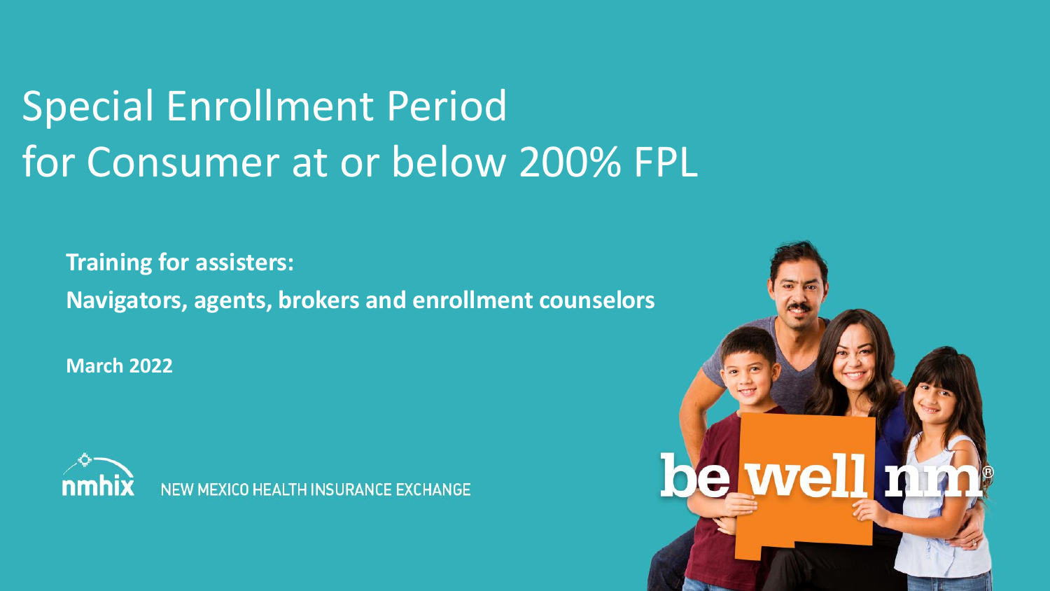# Special Enrollment Period for Consumer at or below 200% FPL

**Training for assisters:**

**Navigators, agents, brokers and enrollment counselors**

**March 2022**

nmhix NEW MEXICO HEALTH INSURANCE EXCHANGE

be well nm®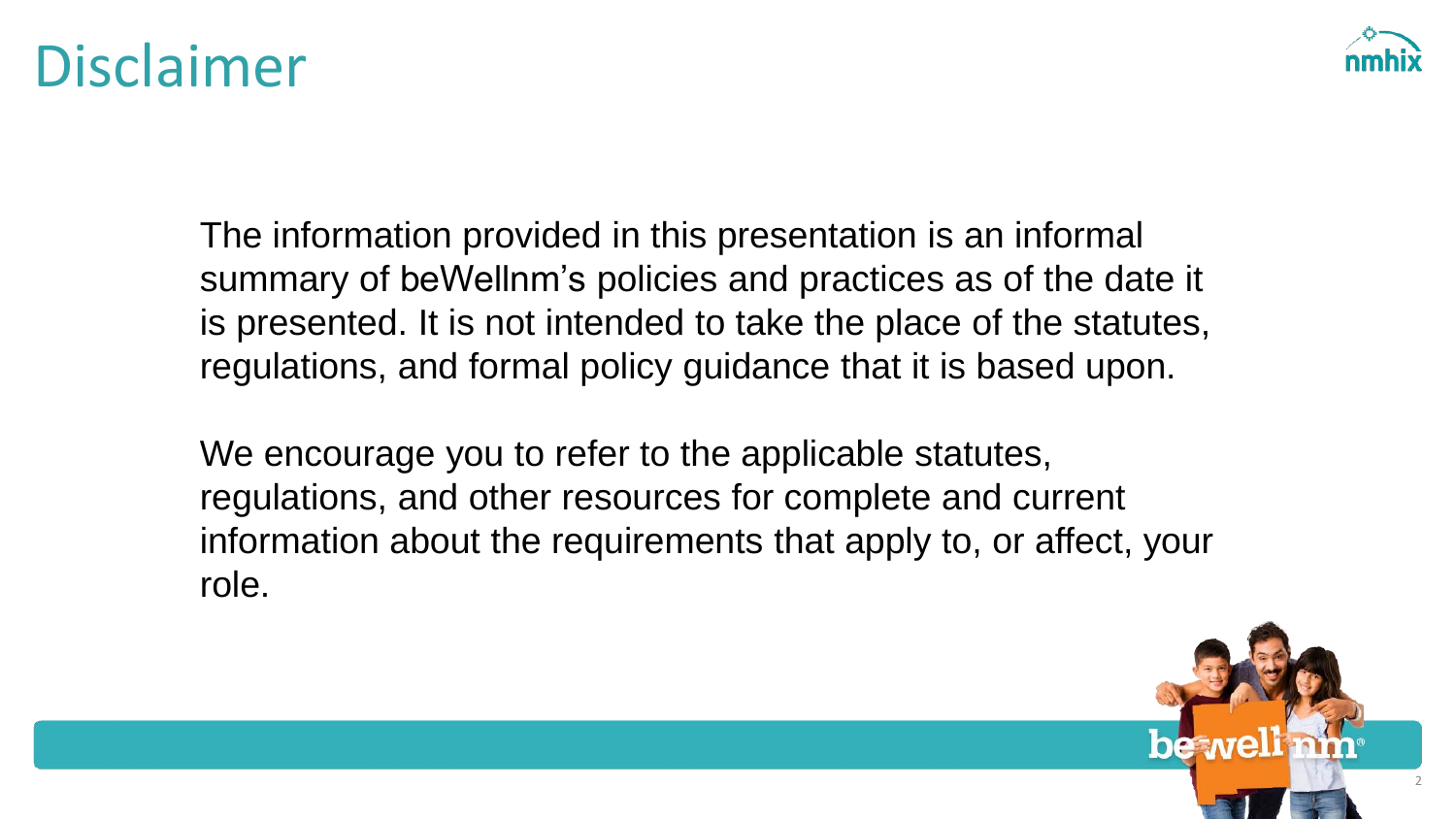# Disclaimer

The information provided in this presentation is an informal summary of beWellnm's policies and practices as of the date it is presented. It is not intended to take the place of the statutes, regulations, and formal policy guidance that it is based upon.

We encourage you to refer to the applicable statutes, regulations, and other resources for complete and current information about the requirements that apply to, or affect, your role.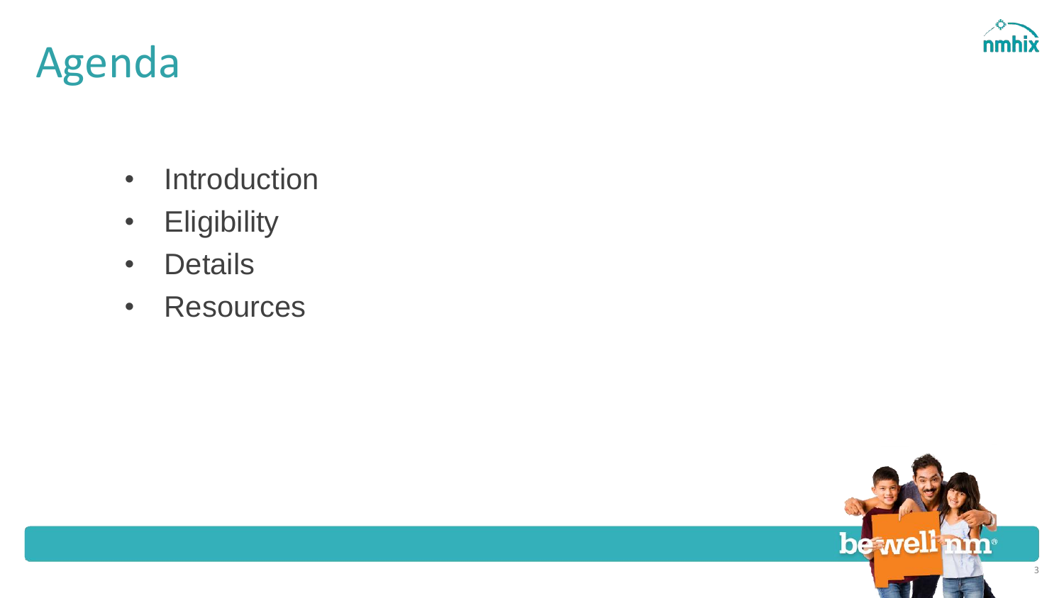# Agenda

- Introduction
- Eligibility
- Details
- Resources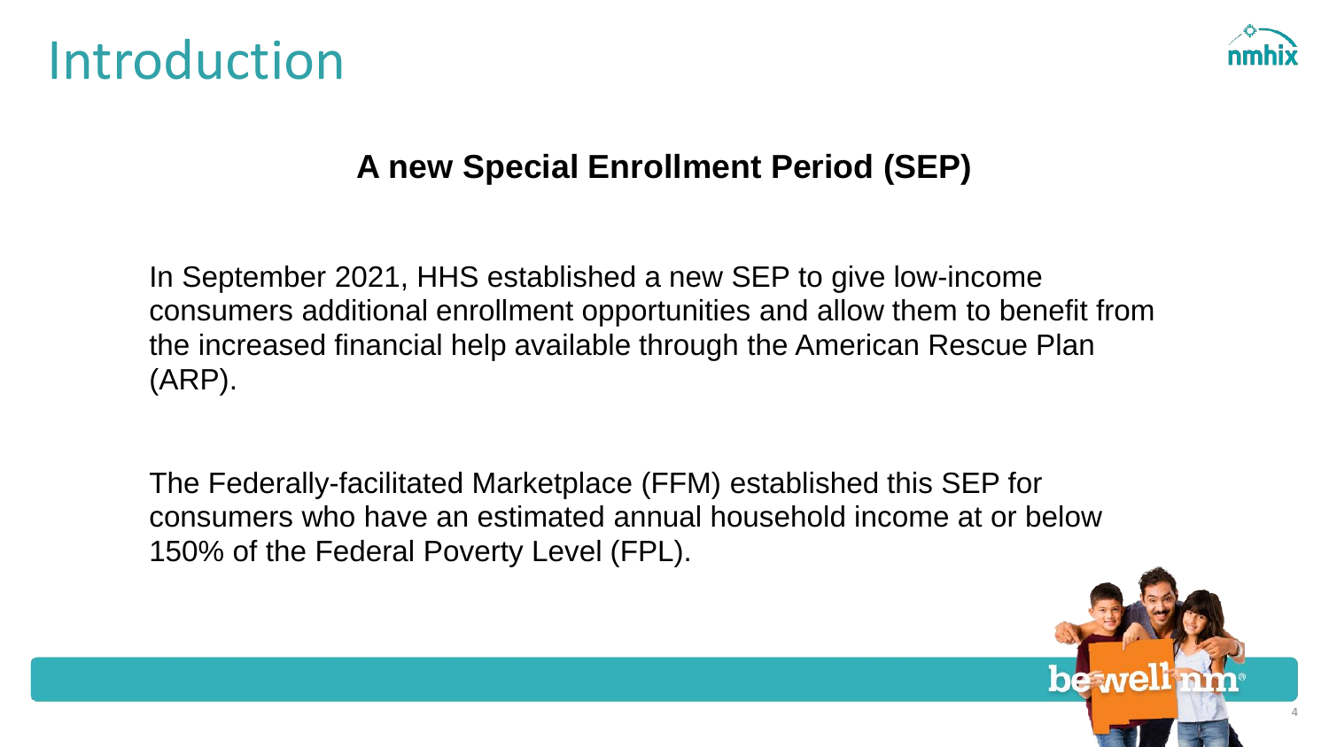# Introduction

## A new Special Enrollment Period (SEP)

In September 2021, HHS established a new SEP to give low-income consumers additional enrollment opportunities and allow them to benefit from the increased financial help available through the American Rescue Plan (ARP).

The Federally-facilitated Marketplace (FFM) established this SEP for consumers who have an estimated annual household income at or below 150% of the Federal Poverty Level (FPL).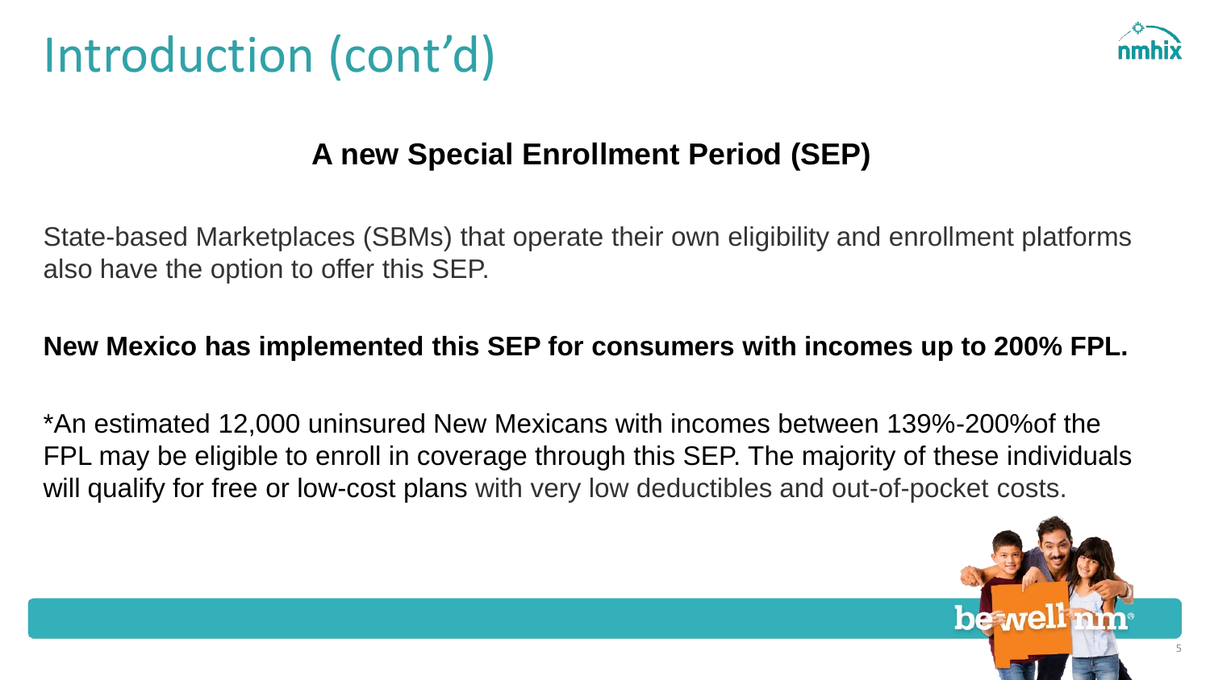# Introduction (cont'd)

## A new Special Enrollment Period (SEP)

State-based Marketplaces (SBMs) that operate their own eligibility and enrollment platforms also have the option to offer this SEP.

**New Mexico has implemented this SEP for consumers with incomes up to 200% FPL.**

*An estimated 12,000 uninsured New Mexicans with incomes between 139%-200%of the FPL may be eligible to enroll in coverage through this SEP. The majority of these individuals will qualify for free or low-cost plans with very low deductibles and out-of-pocket costs.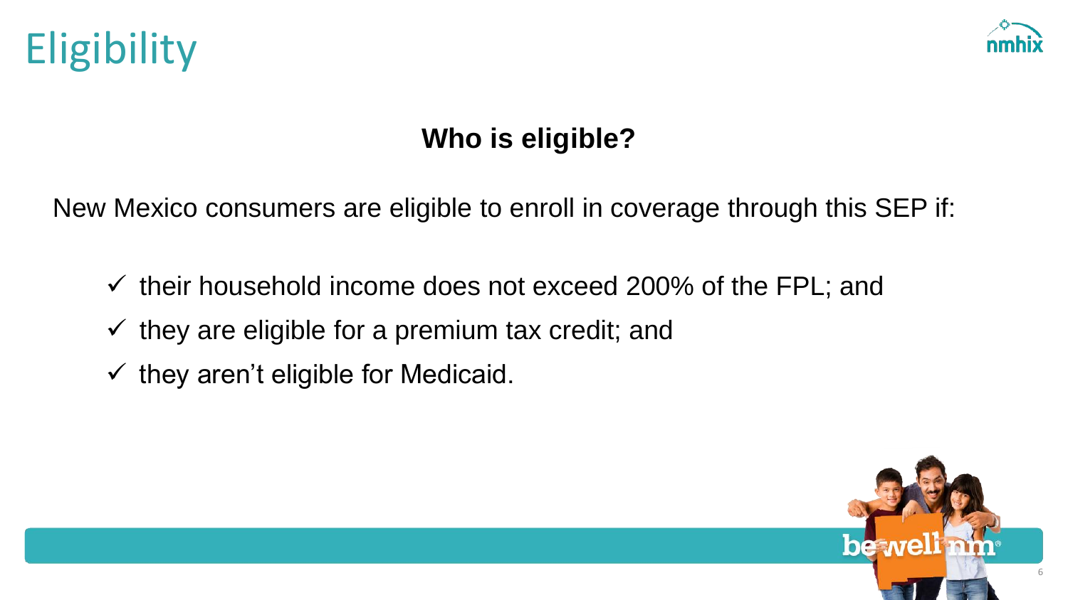# Eligibility

### **Who is eligible?**

New Mexico consumers are eligible to enroll in coverage through this SEP if:

- ✓ their household income does not exceed 200% of the FPL; and
- ✓ they are eligible for a premium tax credit; and
- ✓ they aren’t eligible for Medicaid.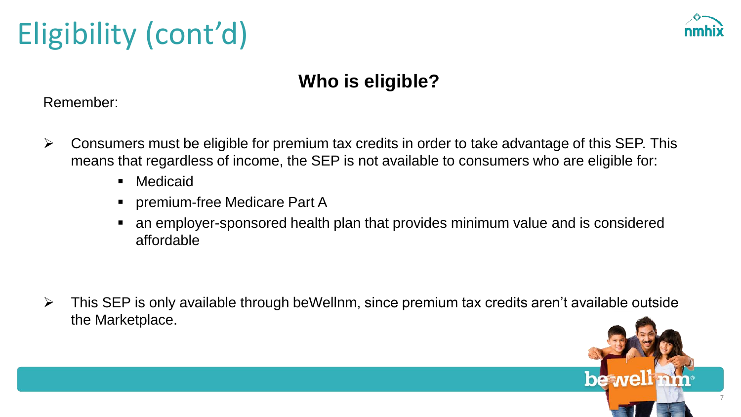# Eligibility (cont'd)

## Who is eligible?

Remember:

- Consumers must be eligible for premium tax credits in order to take advantage of this SEP. This means that regardless of income, the SEP is not available to consumers who are eligible for:
  - Medicaid
  - premium-free Medicare Part A
  - an employer-sponsored health plan that provides minimum value and is considered affordable

- This SEP is only available through beWellnm, since premium tax credits aren't available outside the Marketplace.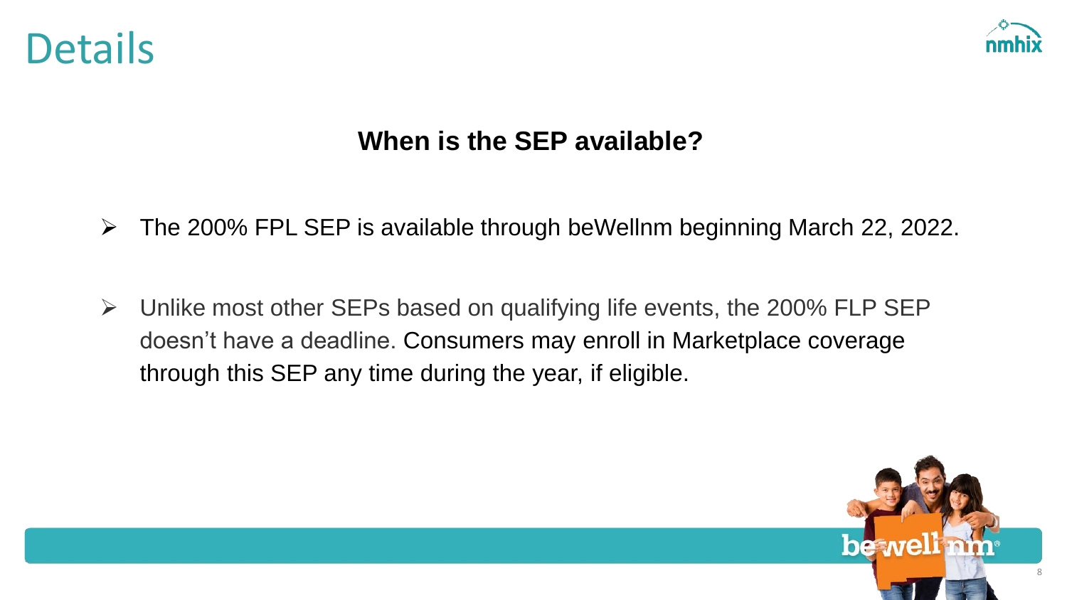# Details

## When is the SEP available?

- The 200% FPL SEP is available through beWellnm beginning March 22, 2022.
- Unlike most other SEPs based on qualifying life events, the 200% FLP SEP doesn't have a deadline. Consumers may enroll in Marketplace coverage through this SEP any time during the year, if eligible.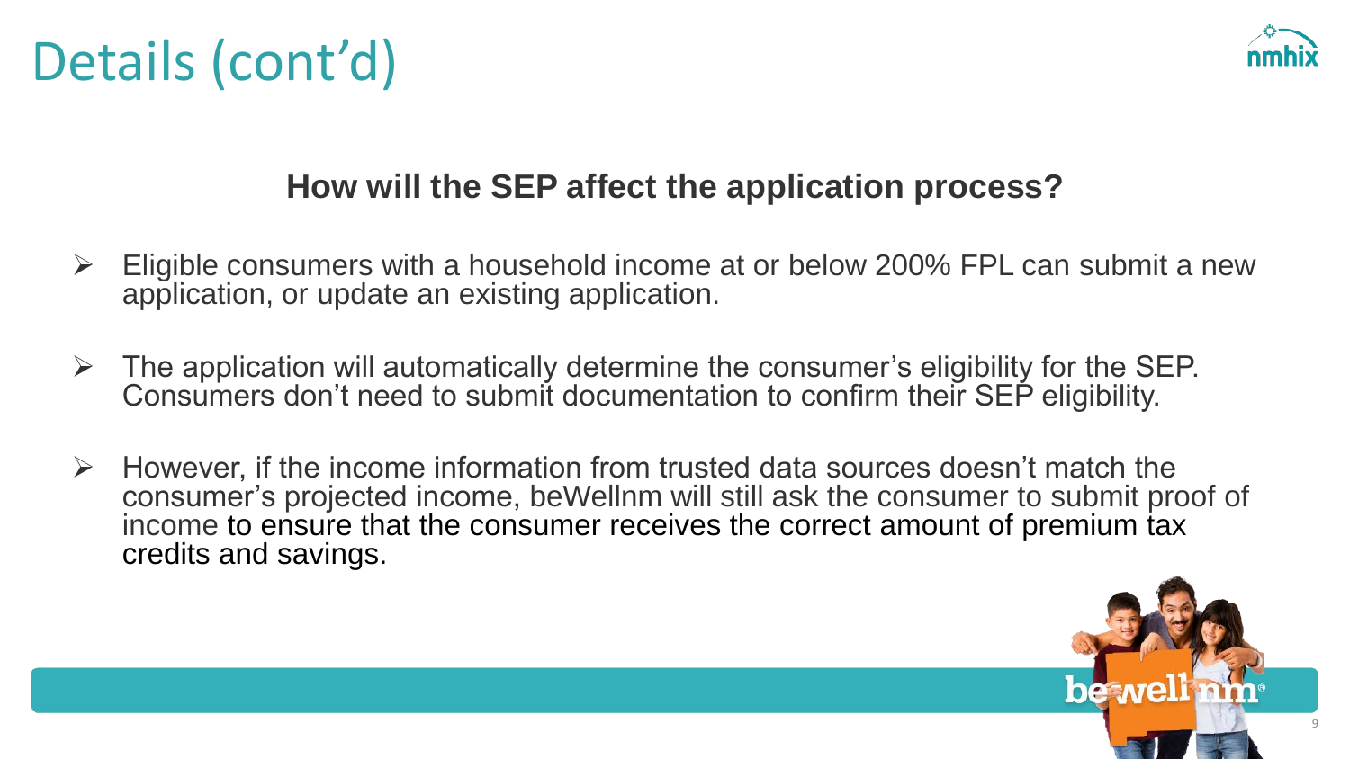# Details (cont'd)

## How will the SEP affect the application process?

- Eligible consumers with a household income at or below 200% FPL can submit a new application, or update an existing application.
- The application will automatically determine the consumer's eligibility for the SEP. Consumers don't need to submit documentation to confirm their SEP eligibility.
- However, if the income information from trusted data sources doesn't match the consumer's projected income, beWellnm will still ask the consumer to submit proof of income to ensure that the consumer receives the correct amount of premium tax credits and savings.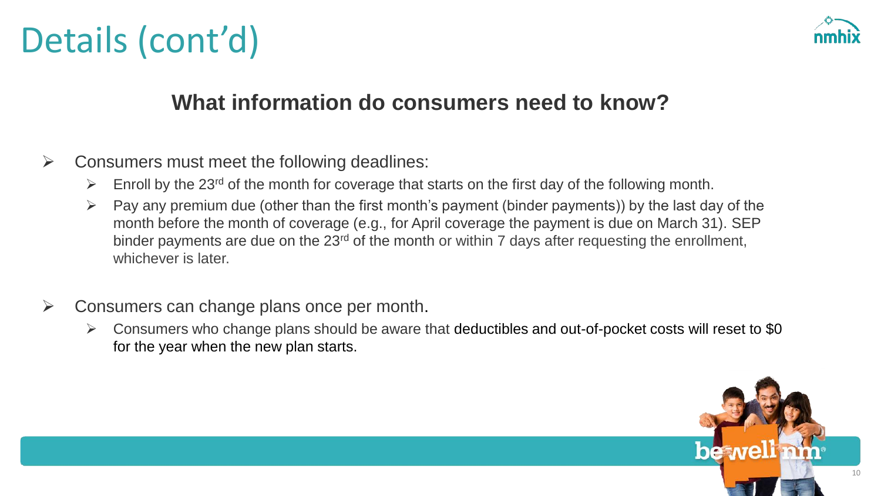# Details (cont'd)

## What information do consumers need to know?

- Consumers must meet the following deadlines:
  - Enroll by the 23rd of the month for coverage that starts on the first day of the following month.
  - Pay any premium due (other than the first month's payment (binder payments)) by the last day of the month before the month of coverage (e.g., for April coverage the payment is due on March 31). SEP binder payments are due on the 23rd of the month or within 7 days after requesting the enrollment, whichever is later.

- Consumers can change plans once per month.
  - Consumers who change plans should be aware that deductibles and out-of-pocket costs will reset to $0 for the year when the new plan starts.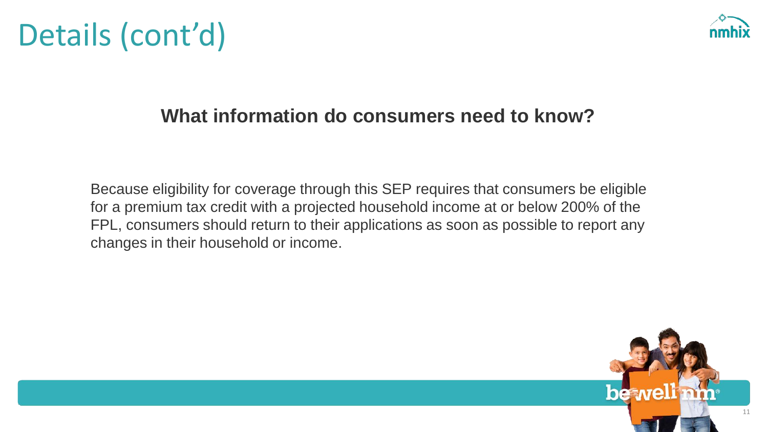# Details (cont'd)

## What information do consumers need to know?

Because eligibility for coverage through this SEP requires that consumers be eligible for a premium tax credit with a projected household income at or below 200% of the FPL, consumers should return to their applications as soon as possible to report any changes in their household or income.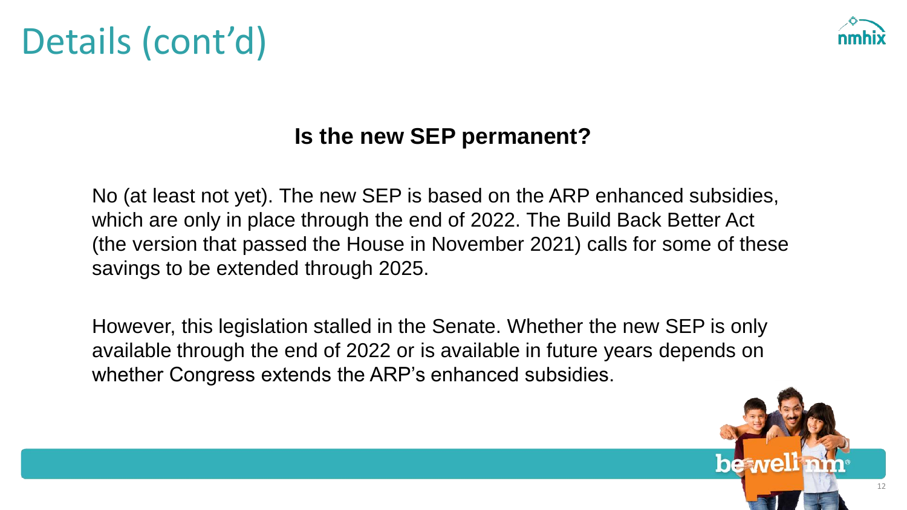# Details (cont'd)

## Is the new SEP permanent?

No (at least not yet). The new SEP is based on the ARP enhanced subsidies, which are only in place through the end of 2022. The Build Back Better Act (the version that passed the House in November 2021) calls for some of these savings to be extended through 2025.

However, this legislation stalled in the Senate. Whether the new SEP is only available through the end of 2022 or is available in future years depends on whether Congress extends the ARP's enhanced subsidies.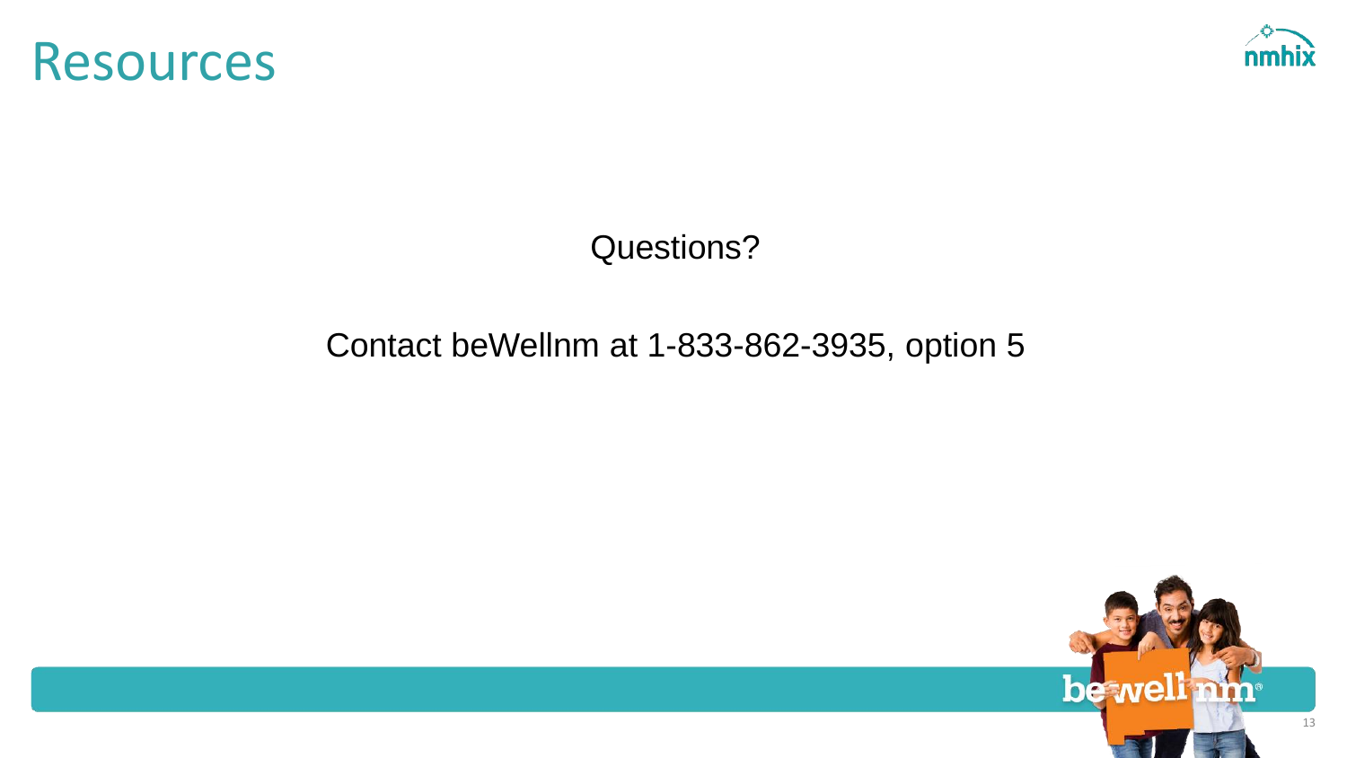# Resources

Questions?

Contact beWellnm at 1-833-862-3935, option 5